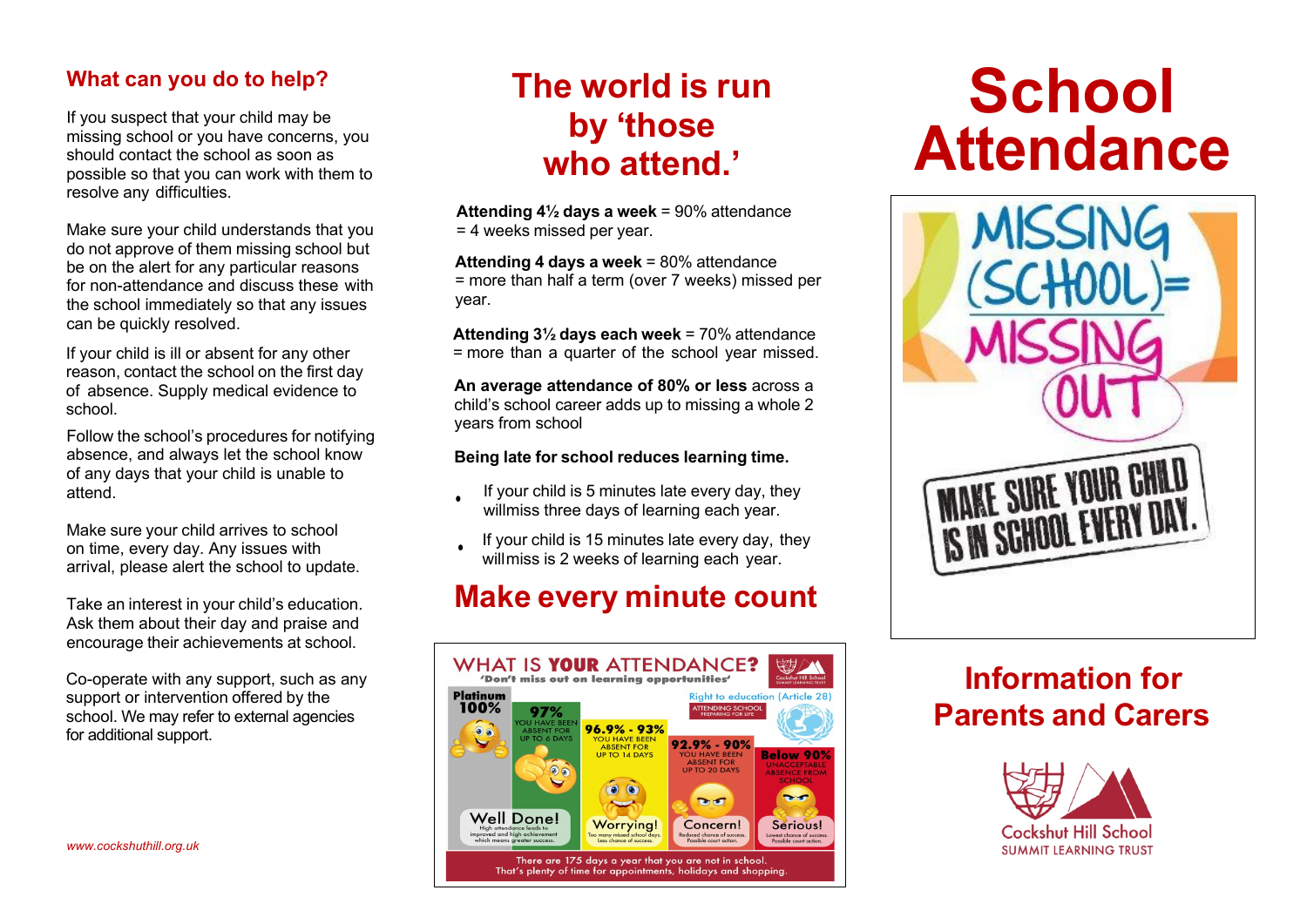## What can you do to help?

If you suspect that your child may be missing school or you have concerns, you should contact the school as soon as possible so that you can work with them to resolve any difficulties.

Make sure your child understands that you do not approve of them missing school but be on the alert for any particular reasons for non-attendance and discuss these with the school immediately so that any issues can be quickly resolved.

If your child is ill or absent for any other reason, contact the school on the first day of absence. Supply medical evidence to school.

Follow the school's procedures for notifying absence, and always let the school know of any days that your child is unable to attend.

Make sure your child arrives to school on time, every day. Any issues with arrival, please alert the school to update.

Take an interest in your child's education. Ask them about their day and praise and encourage their achievements at school.

Co-operate with any support, such as any support or intervention offered by the school. We may refer to external agencies for additional support.

*www.cockshuthill.org.uk*

## The world is run by 'those who attend.'

**Attending 4½ days a week** = 90% attendance = 4 weeks missed per year.

**Attending 4 days a week** = 80% attendance = more than half a term (over 7 weeks) missed per year.

**Attending 3½ days each week** = 70% attendance = more than a quarter of the school year missed.

**An average attendance of 80% or less** across a child's school career adds up to missing a whole 2 years from school

**Being late for school reduces learning time.**

- If your child is 5 minutes late every day, they willmiss three days of learning each year.
- If your child is 15 minutes late every day, they willmiss is 2 weeks of learning each year.

## Make every minute count

**WHAT IS YOUR ATTENDANCE?**
'Don't miss out on learning opportunities'

Right to education (Article 28) — ATTENDING SCHOOL PREPARING FOR LIFE

| Platinum 100% | 97% | 96.9% - 93% | 92.9% - 90% | Below 90% |
|---|---|---|---|---|
| | YOU HAVE BEEN ABSENT FOR UP TO 6 DAYS | YOU HAVE BEEN ABSENT FOR UP TO 14 DAYS | YOU HAVE BEEN ABSENT FOR UP TO 20 DAYS | UNACCEPTABLE ABSENCE FROM SCHOOL |
| Well Done! High attendance leads to improved and high achievement which means greater success. | | Worrying! Too many missed school days. Less chance of success. | Concern! Reduced chance of success. Possible court action. | Serious! Lowest chance of success. Possible court action. |

There are 175 days a year that you are not in school. That's plenty of time for appointments, holidays and shopping.

# School Attendance

MISSING (SCHOOL) = MISSING OUT

MAKE SURE YOUR CHILD IS IN SCHOOL EVERY DAY.

## Information for Parents and Carers

Cockshut Hill School
SUMMIT LEARNING TRUST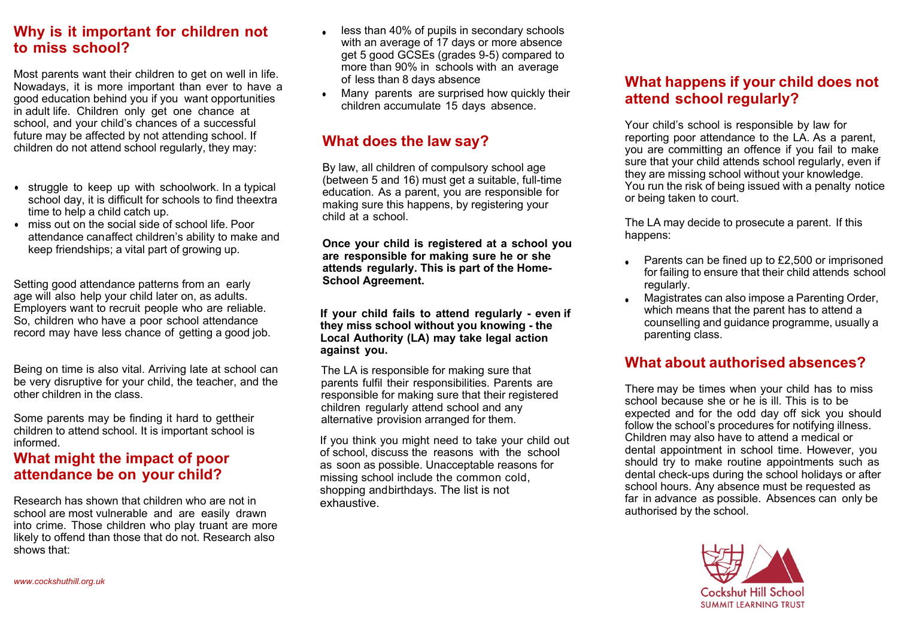## Why is it important for children not to miss school?

Most parents want their children to get on well in life. Nowadays, it is more important than ever to have a good education behind you if you want opportunities in adult life. Children only get one chance at school, and your child's chances of a successful future may be affected by not attending school. If children do not attend school regularly, they may:

- struggle to keep up with schoolwork. In a typical school day, it is difficult for schools to find theextra time to help a child catch up.
- miss out on the social side of school life. Poor attendance canaffect children's ability to make and keep friendships; a vital part of growing up.

Setting good attendance patterns from an early age will also help your child later on, as adults. Employers want to recruit people who are reliable. So, children who have a poor school attendance record may have less chance of getting a good job.

Being on time is also vital. Arriving late at school can be very disruptive for your child, the teacher, and the other children in the class.

Some parents may be finding it hard to gettheir children to attend school. It is important school is informed.

## What might the impact of poor attendance be on your child?

Research has shown that children who are not in school are most vulnerable and are easily drawn into crime. Those children who play truant are more likely to offend than those that do not. Research also shows that:

- less than 40% of pupils in secondary schools with an average of 17 days or more absence get 5 good GCSEs (grades 9-5) compared to more than 90% in schools with an average of less than 8 days absence
- Many parents are surprised how quickly their children accumulate 15 days absence.

## What does the law say?

By law, all children of compulsory school age (between 5 and 16) must get a suitable, full-time education. As a parent, you are responsible for making sure this happens, by registering your child at a school.

**Once your child is registered at a school you are responsible for making sure he or she attends regularly. This is part of the Home-School Agreement.**

**If your child fails to attend regularly - even if they miss school without you knowing - the Local Authority (LA) may take legal action against you.**

The LA is responsible for making sure that parents fulfil their responsibilities. Parents are responsible for making sure that their registered children regularly attend school and any alternative provision arranged for them.

If you think you might need to take your child out of school, discuss the reasons with the school as soon as possible. Unacceptable reasons for missing school include the common cold, shopping andbirthdays. The list is not exhaustive.

## What happens if your child does not attend school regularly?

Your child's school is responsible by law for reporting poor attendance to the LA. As a parent, you are committing an offence if you fail to make sure that your child attends school regularly, even if they are missing school without your knowledge. You run the risk of being issued with a penalty notice or being taken to court.

The LA may decide to prosecute a parent. If this happens:

- Parents can be fined up to £2,500 or imprisoned for failing to ensure that their child attends school regularly.
- Magistrates can also impose a Parenting Order, which means that the parent has to attend a counselling and guidance programme, usually a parenting class.

## What about authorised absences?

There may be times when your child has to miss school because she or he is ill. This is to be expected and for the odd day off sick you should follow the school's procedures for notifying illness. Children may also have to attend a medical or dental appointment in school time. However, you should try to make routine appointments such as dental check-ups during the school holidays or after school hours. Any absence must be requested as far in advance as possible. Absences can only be authorised by the school.

Cockshut Hill School
SUMMIT LEARNING TRUST

*www.cockshuthill.org.uk*